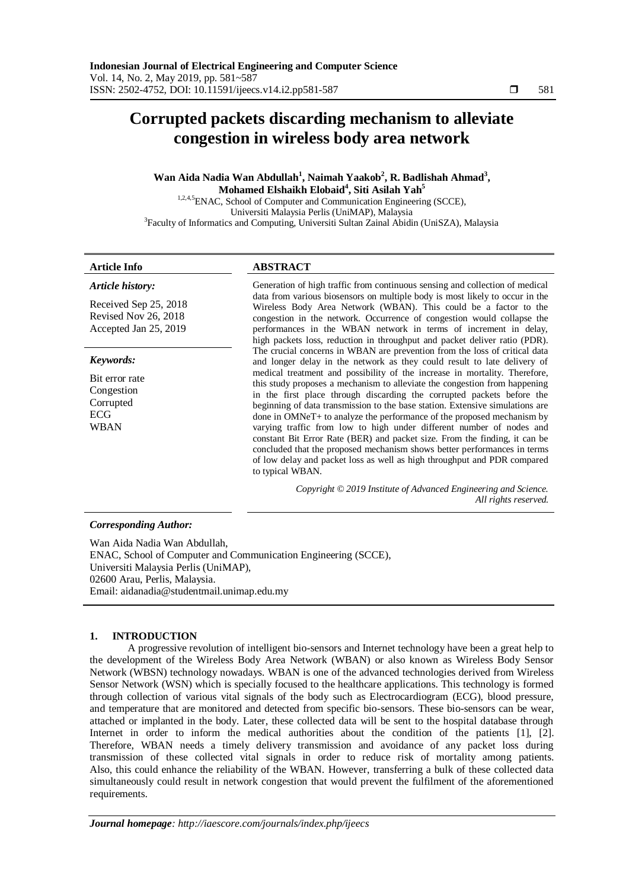# Corrupted packets discarding mechanism to alleviate congestion in wireless body area network

**Wan Aida Nadia Wan Abdullah[1], Naimah Yaakob[2], R. Badlishah Ahmad[3], Mohamed Elshaikh Elobaid[4], Siti Asilah Yah[5]**

[1,2,4,5]ENAC, School of Computer and Communication Engineering (SCCE), Universiti Malaysia Perlis (UniMAP), Malaysia
[3]Faculty of Informatics and Computing, Universiti Sultan Zainal Abidin (UniSZA), Malaysia

**Article Info**

***Article history:***

Received Sep 25, 2018
Revised Nov 26, 2018
Accepted Jan 25, 2019

***Keywords:***

Bit error rate
Congestion
Corrupted
ECG
WBAN

**ABSTRACT**

Generation of high traffic from continuous sensing and collection of medical data from various biosensors on multiple body is most likely to occur in the Wireless Body Area Network (WBAN). This could be a factor to the congestion in the network. Occurrence of congestion would collapse the performances in the WBAN network in terms of increment in delay, high packets loss, reduction in throughput and packet deliver ratio (PDR). The crucial concerns in WBAN are prevention from the loss of critical data and longer delay in the network as they could result to late delivery of medical treatment and possibility of the increase in mortality. Therefore, this study proposes a mechanism to alleviate the congestion from happening in the first place through discarding the corrupted packets before the beginning of data transmission to the base station. Extensive simulations are done in OMNeT+ to analyze the performance of the proposed mechanism by varying traffic from low to high under different number of nodes and constant Bit Error Rate (BER) and packet size. From the finding, it can be concluded that the proposed mechanism shows better performances in terms of low delay and packet loss as well as high throughput and PDR compared to typical WBAN.

*Copyright © 2019 Institute of Advanced Engineering and Science. All rights reserved.*

***Corresponding Author:***

Wan Aida Nadia Wan Abdullah,
ENAC, School of Computer and Communication Engineering (SCCE),
Universiti Malaysia Perlis (UniMAP),
02600 Arau, Perlis, Malaysia.
Email: aidanadia@studentmail.unimap.edu.my

## 1. INTRODUCTION

A progressive revolution of intelligent bio-sensors and Internet technology have been a great help to the development of the Wireless Body Area Network (WBAN) or also known as Wireless Body Sensor Network (WBSN) technology nowadays. WBAN is one of the advanced technologies derived from Wireless Sensor Network (WSN) which is specially focused to the healthcare applications. This technology is formed through collection of various vital signals of the body such as Electrocardiogram (ECG), blood pressure, and temperature that are monitored and detected from specific bio-sensors. These bio-sensors can be wear, attached or implanted in the body. Later, these collected data will be sent to the hospital database through Internet in order to inform the medical authorities about the condition of the patients [1], [2]. Therefore, WBAN needs a timely delivery transmission and avoidance of any packet loss during transmission of these collected vital signals in order to reduce risk of mortality among patients. Also, this could enhance the reliability of the WBAN. However, transferring a bulk of these collected data simultaneously could result in network congestion that would prevent the fulfilment of the aforementioned requirements.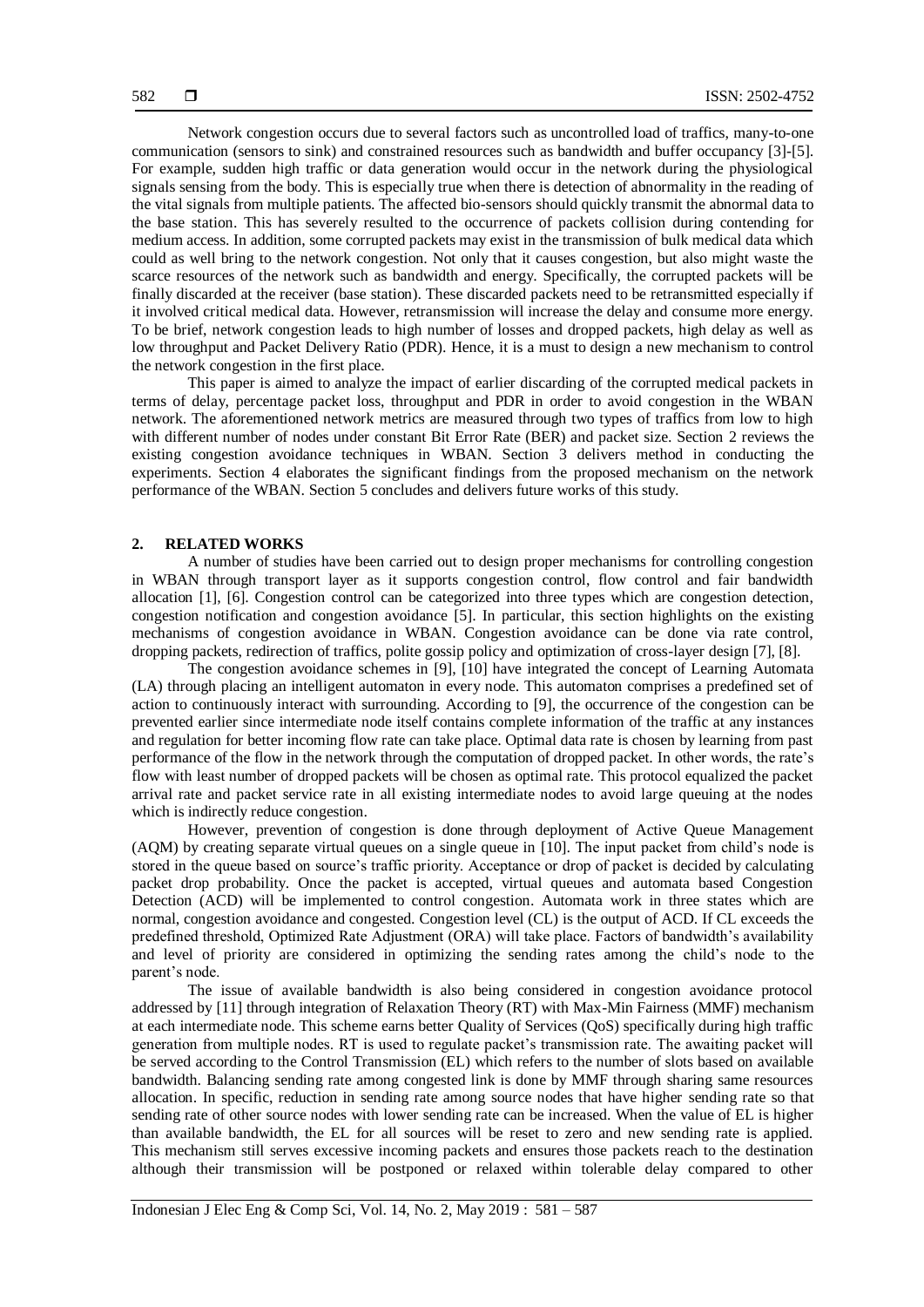Network congestion occurs due to several factors such as uncontrolled load of traffics, many-to-one communication (sensors to sink) and constrained resources such as bandwidth and buffer occupancy [3]-[5]. For example, sudden high traffic or data generation would occur in the network during the physiological signals sensing from the body. This is especially true when there is detection of abnormality in the reading of the vital signals from multiple patients. The affected bio-sensors should quickly transmit the abnormal data to the base station. This has severely resulted to the occurrence of packets collision during contending for medium access. In addition, some corrupted packets may exist in the transmission of bulk medical data which could as well bring to the network congestion. Not only that it causes congestion, but also might waste the scarce resources of the network such as bandwidth and energy. Specifically, the corrupted packets will be finally discarded at the receiver (base station). These discarded packets need to be retransmitted especially if it involved critical medical data. However, retransmission will increase the delay and consume more energy. To be brief, network congestion leads to high number of losses and dropped packets, high delay as well as low throughput and Packet Delivery Ratio (PDR). Hence, it is a must to design a new mechanism to control the network congestion in the first place.

This paper is aimed to analyze the impact of earlier discarding of the corrupted medical packets in terms of delay, percentage packet loss, throughput and PDR in order to avoid congestion in the WBAN network. The aforementioned network metrics are measured through two types of traffics from low to high with different number of nodes under constant Bit Error Rate (BER) and packet size. Section 2 reviews the existing congestion avoidance techniques in WBAN. Section 3 delivers method in conducting the experiments. Section 4 elaborates the significant findings from the proposed mechanism on the network performance of the WBAN. Section 5 concludes and delivers future works of this study.

## 2. RELATED WORKS

A number of studies have been carried out to design proper mechanisms for controlling congestion in WBAN through transport layer as it supports congestion control, flow control and fair bandwidth allocation [1], [6]. Congestion control can be categorized into three types which are congestion detection, congestion notification and congestion avoidance [5]. In particular, this section highlights on the existing mechanisms of congestion avoidance in WBAN. Congestion avoidance can be done via rate control, dropping packets, redirection of traffics, polite gossip policy and optimization of cross-layer design [7], [8].

The congestion avoidance schemes in [9], [10] have integrated the concept of Learning Automata (LA) through placing an intelligent automaton in every node. This automaton comprises a predefined set of action to continuously interact with surrounding. According to [9], the occurrence of the congestion can be prevented earlier since intermediate node itself contains complete information of the traffic at any instances and regulation for better incoming flow rate can take place. Optimal data rate is chosen by learning from past performance of the flow in the network through the computation of dropped packet. In other words, the rate's flow with least number of dropped packets will be chosen as optimal rate. This protocol equalized the packet arrival rate and packet service rate in all existing intermediate nodes to avoid large queuing at the nodes which is indirectly reduce congestion.

However, prevention of congestion is done through deployment of Active Queue Management (AQM) by creating separate virtual queues on a single queue in [10]. The input packet from child's node is stored in the queue based on source's traffic priority. Acceptance or drop of packet is decided by calculating packet drop probability. Once the packet is accepted, virtual queues and automata based Congestion Detection (ACD) will be implemented to control congestion. Automata work in three states which are normal, congestion avoidance and congested. Congestion level (CL) is the output of ACD. If CL exceeds the predefined threshold, Optimized Rate Adjustment (ORA) will take place. Factors of bandwidth's availability and level of priority are considered in optimizing the sending rates among the child's node to the parent's node.

The issue of available bandwidth is also being considered in congestion avoidance protocol addressed by [11] through integration of Relaxation Theory (RT) with Max-Min Fairness (MMF) mechanism at each intermediate node. This scheme earns better Quality of Services (QoS) specifically during high traffic generation from multiple nodes. RT is used to regulate packet's transmission rate. The awaiting packet will be served according to the Control Transmission (EL) which refers to the number of slots based on available bandwidth. Balancing sending rate among congested link is done by MMF through sharing same resources allocation. In specific, reduction in sending rate among source nodes that have higher sending rate so that sending rate of other source nodes with lower sending rate can be increased. When the value of EL is higher than available bandwidth, the EL for all sources will be reset to zero and new sending rate is applied. This mechanism still serves excessive incoming packets and ensures those packets reach to the destination although their transmission will be postponed or relaxed within tolerable delay compared to other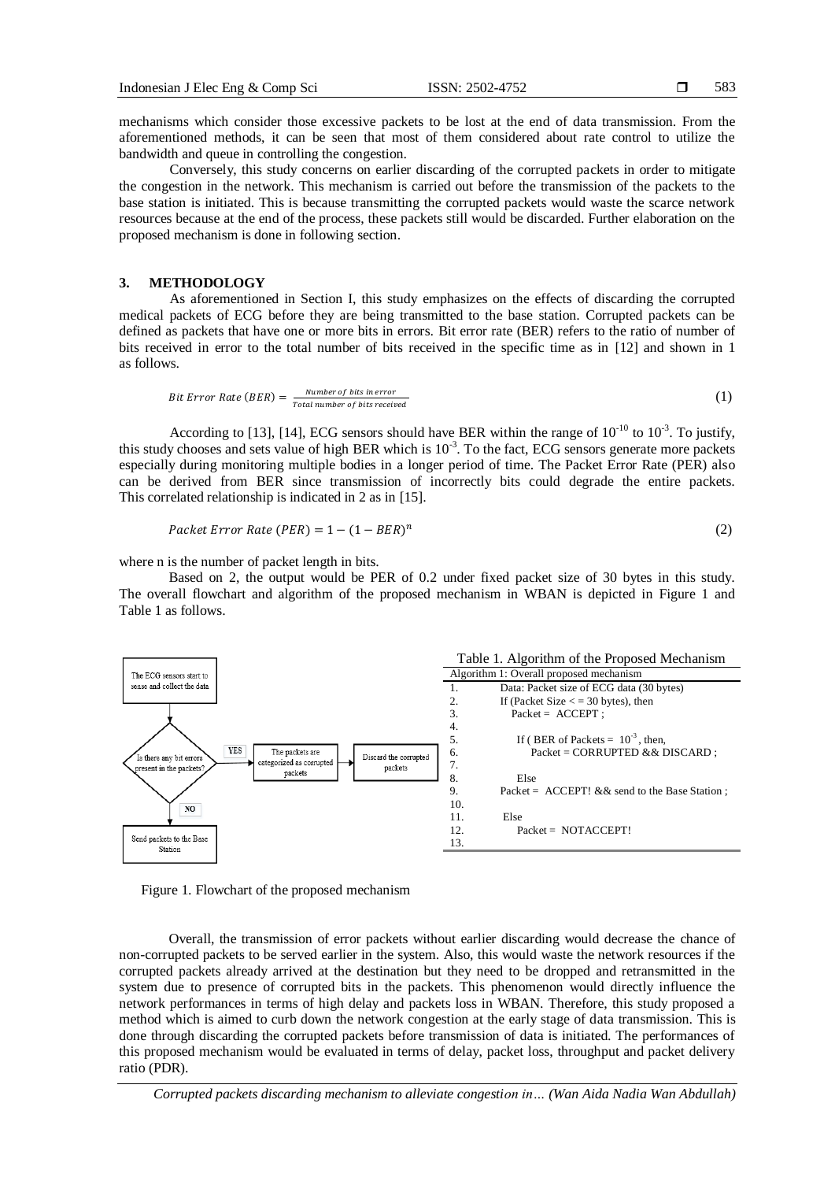mechanisms which consider those excessive packets to be lost at the end of data transmission. From the aforementioned methods, it can be seen that most of them considered about rate control to utilize the bandwidth and queue in controlling the congestion.

Conversely, this study concerns on earlier discarding of the corrupted packets in order to mitigate the congestion in the network. This mechanism is carried out before the transmission of the packets to the base station is initiated. This is because transmitting the corrupted packets would waste the scarce network resources because at the end of the process, these packets still would be discarded. Further elaboration on the proposed mechanism is done in following section.

## 3. METHODOLOGY

As aforementioned in Section I, this study emphasizes on the effects of discarding the corrupted medical packets of ECG before they are being transmitted to the base station. Corrupted packets can be defined as packets that have one or more bits in errors. Bit error rate (BER) refers to the ratio of number of bits received in error to the total number of bits received in the specific time as in [12] and shown in 1 as follows.

$$Bit\ Error\ Rate\ (BER) = \frac{Number\ of\ bits\ in\ error}{Total\ number\ of\ bits\ received} \tag{1}$$

According to [13], [14], ECG sensors should have BER within the range of $10^{-10}$ to $10^{-3}$. To justify, this study chooses and sets value of high BER which is $10^{-3}$. To the fact, ECG sensors generate more packets especially during monitoring multiple bodies in a longer period of time. The Packet Error Rate (PER) also can be derived from BER since transmission of incorrectly bits could degrade the entire packets. This correlated relationship is indicated in 2 as in [15].

$$Packet\ Error\ Rate\ (PER) = 1 - (1 - BER)^n \tag{2}$$

where n is the number of packet length in bits.

Based on 2, the output would be PER of 0.2 under fixed packet size of 30 bytes in this study. The overall flowchart and algorithm of the proposed mechanism in WBAN is depicted in Figure 1 and Table 1 as follows.

The ECG sensors start to sense and collect the data → Is there any bit errors present in the packets? → YES → The packets are categorized as corrupted packets → Discard the corrupted packets; NO → Send packets to the Base Station

Figure 1. Flowchart of the proposed mechanism

Table 1. Algorithm of the Proposed Mechanism

| Algorithm 1: Overall proposed mechanism | |
|---|---|
| 1. | Data: Packet size of ECG data (30 bytes) |
| 2. | If (Packet Size < = 30 bytes), then |
| 3. | Packet = ACCEPT ; |
| 4. | |
| 5. | If ( BER of Packets = $10^{-3}$ , then, |
| 6. | Packet = CORRUPTED && DISCARD ; |
| 7. | |
| 8. | Else |
| 9. | Packet = ACCEPT! && send to the Base Station ; |
| 10. | |
| 11. | Else |
| 12. | Packet = NOTACCEPT! |
| 13. | |

Overall, the transmission of error packets without earlier discarding would decrease the chance of non-corrupted packets to be served earlier in the system. Also, this would waste the network resources if the corrupted packets already arrived at the destination but they need to be dropped and retransmitted in the system due to presence of corrupted bits in the packets. This phenomenon would directly influence the network performances in terms of high delay and packets loss in WBAN. Therefore, this study proposed a method which is aimed to curb down the network congestion at the early stage of data transmission. This is done through discarding the corrupted packets before transmission of data is initiated. The performances of this proposed mechanism would be evaluated in terms of delay, packet loss, throughput and packet delivery ratio (PDR).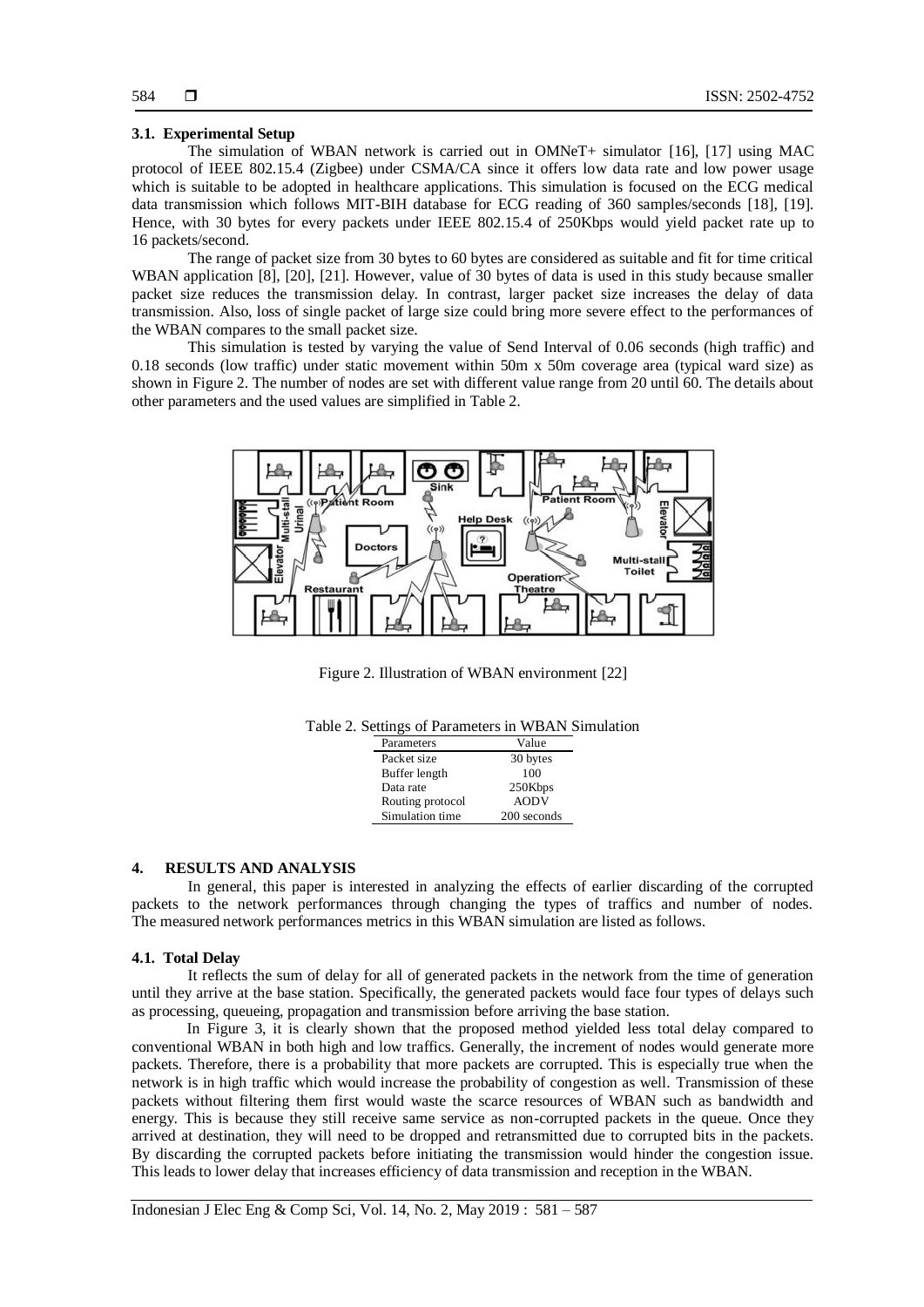### 3.1. Experimental Setup

The simulation of WBAN network is carried out in OMNeT+ simulator [16], [17] using MAC protocol of IEEE 802.15.4 (Zigbee) under CSMA/CA since it offers low data rate and low power usage which is suitable to be adopted in healthcare applications. This simulation is focused on the ECG medical data transmission which follows MIT-BIH database for ECG reading of 360 samples/seconds [18], [19]. Hence, with 30 bytes for every packets under IEEE 802.15.4 of 250Kbps would yield packet rate up to 16 packets/second.

The range of packet size from 30 bytes to 60 bytes are considered as suitable and fit for time critical WBAN application [8], [20], [21]. However, value of 30 bytes of data is used in this study because smaller packet size reduces the transmission delay. In contrast, larger packet size increases the delay of data transmission. Also, loss of single packet of large size could bring more severe effect to the performances of the WBAN compares to the small packet size.

This simulation is tested by varying the value of Send Interval of 0.06 seconds (high traffic) and 0.18 seconds (low traffic) under static movement within 50m x 50m coverage area (typical ward size) as shown in Figure 2. The number of nodes are set with different value range from 20 until 60. The details about other parameters and the used values are simplified in Table 2.

Figure 2. Illustration of WBAN environment [22]

Table 2. Settings of Parameters in WBAN Simulation

| Parameters | Value |
|---|---|
| Packet size | 30 bytes |
| Buffer length | 100 |
| Data rate | 250Kbps |
| Routing protocol | AODV |
| Simulation time | 200 seconds |

## 4. RESULTS AND ANALYSIS

In general, this paper is interested in analyzing the effects of earlier discarding of the corrupted packets to the network performances through changing the types of traffics and number of nodes. The measured network performances metrics in this WBAN simulation are listed as follows.

### 4.1. Total Delay

It reflects the sum of delay for all of generated packets in the network from the time of generation until they arrive at the base station. Specifically, the generated packets would face four types of delays such as processing, queueing, propagation and transmission before arriving the base station.

In Figure 3, it is clearly shown that the proposed method yielded less total delay compared to conventional WBAN in both high and low traffics. Generally, the increment of nodes would generate more packets. Therefore, there is a probability that more packets are corrupted. This is especially true when the network is in high traffic which would increase the probability of congestion as well. Transmission of these packets without filtering them first would waste the scarce resources of WBAN such as bandwidth and energy. This is because they still receive same service as non-corrupted packets in the queue. Once they arrived at destination, they will need to be dropped and retransmitted due to corrupted bits in the packets. By discarding the corrupted packets before initiating the transmission would hinder the congestion issue. This leads to lower delay that increases efficiency of data transmission and reception in the WBAN.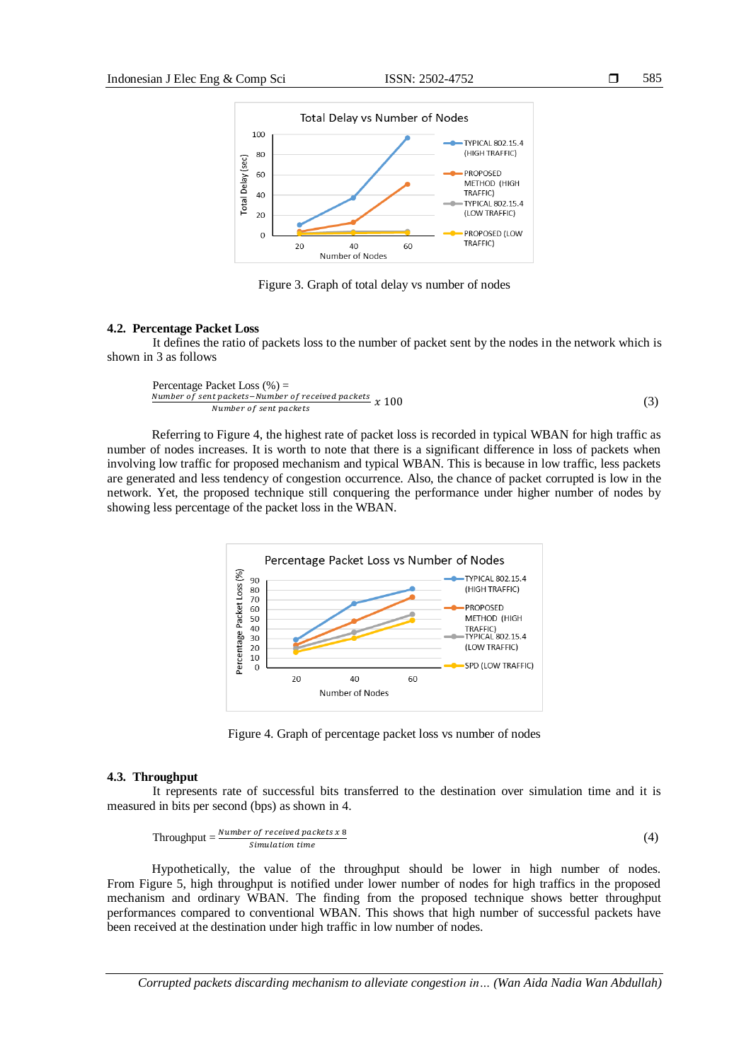Figure 3. Graph of total delay vs number of nodes

### 4.2. Percentage Packet Loss

It defines the ratio of packets loss to the number of packet sent by the nodes in the network which is shown in 3 as follows

$$\text{Percentage Packet Loss (\%)} = \frac{\text{Number of sent packets} - \text{Number of received packets}}{\text{Number of sent packets}} \times 100 \quad (3)$$

Referring to Figure 4, the highest rate of packet loss is recorded in typical WBAN for high traffic as number of nodes increases. It is worth to note that there is a significant difference in loss of packets when involving low traffic for proposed mechanism and typical WBAN. This is because in low traffic, less packets are generated and less tendency of congestion occurrence. Also, the chance of packet corrupted is low in the network. Yet, the proposed technique still conquering the performance under higher number of nodes by showing less percentage of the packet loss in the WBAN.

Figure 4. Graph of percentage packet loss vs number of nodes

### 4.3. Throughput

It represents rate of successful bits transferred to the destination over simulation time and it is measured in bits per second (bps) as shown in 4.

$$\text{Throughput} = \frac{\text{Number of received packets} \times 8}{\text{Simulation time}} \quad (4)$$

Hypothetically, the value of the throughput should be lower in high number of nodes. From Figure 5, high throughput is notified under lower number of nodes for high traffics in the proposed mechanism and ordinary WBAN. The finding from the proposed technique shows better throughput performances compared to conventional WBAN. This shows that high number of successful packets have been received at the destination under high traffic in low number of nodes.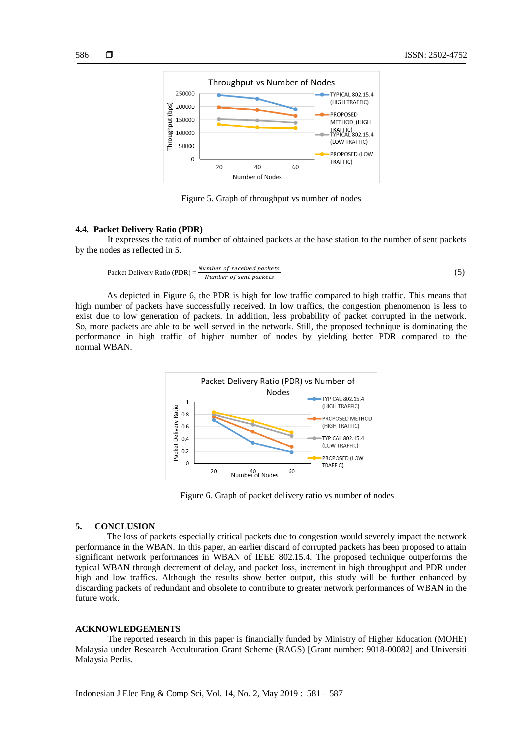Figure 5. Graph of throughput vs number of nodes

### 4.4. Packet Delivery Ratio (PDR)

It expresses the ratio of number of obtained packets at the base station to the number of sent packets by the nodes as reflected in 5.

$$\text{Packet Delivery Ratio (PDR)} = \frac{\textit{Number of received packets}}{\textit{Number of sent packets}} \tag{5}$$

As depicted in Figure 6, the PDR is high for low traffic compared to high traffic. This means that high number of packets have successfully received. In low traffics, the congestion phenomenon is less to exist due to low generation of packets. In addition, less probability of packet corrupted in the network. So, more packets are able to be well served in the network. Still, the proposed technique is dominating the performance in high traffic of higher number of nodes by yielding better PDR compared to the normal WBAN.

Figure 6. Graph of packet delivery ratio vs number of nodes

## 5. CONCLUSION

The loss of packets especially critical packets due to congestion would severely impact the network performance in the WBAN. In this paper, an earlier discard of corrupted packets has been proposed to attain significant network performances in WBAN of IEEE 802.15.4. The proposed technique outperforms the typical WBAN through decrement of delay, and packet loss, increment in high throughput and PDR under high and low traffics. Although the results show better output, this study will be further enhanced by discarding packets of redundant and obsolete to contribute to greater network performances of WBAN in the future work.

## ACKNOWLEDGEMENTS

The reported research in this paper is financially funded by Ministry of Higher Education (MOHE) Malaysia under Research Acculturation Grant Scheme (RAGS) [Grant number: 9018-00082] and Universiti Malaysia Perlis.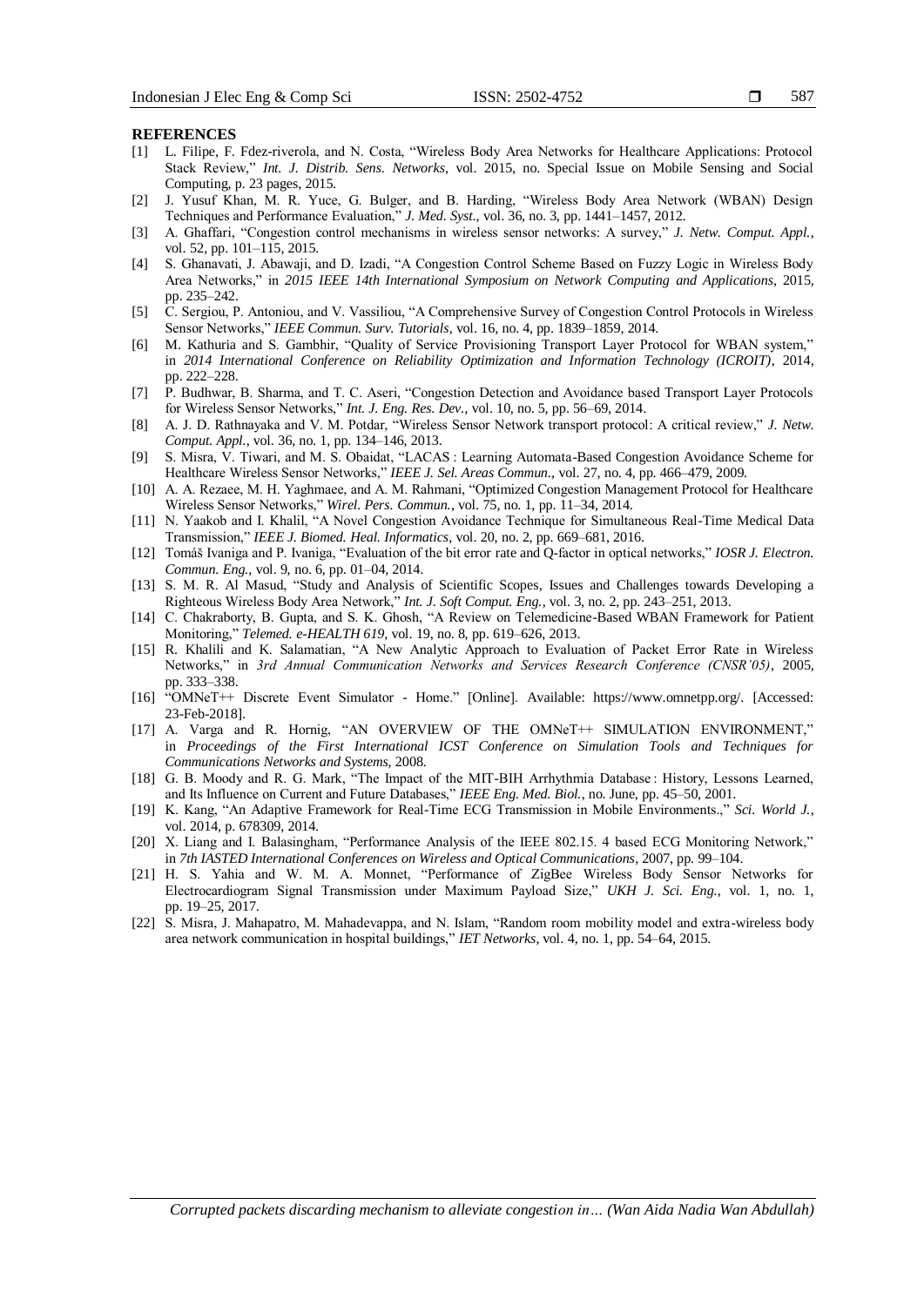**REFERENCES**

[1] L. Filipe, F. Fdez-riverola, and N. Costa, "Wireless Body Area Networks for Healthcare Applications: Protocol Stack Review," *Int. J. Distrib. Sens. Networks*, vol. 2015, no. Special Issue on Mobile Sensing and Social Computing, p. 23 pages, 2015.

[2] J. Yusuf Khan, M. R. Yuce, G. Bulger, and B. Harding, "Wireless Body Area Network (WBAN) Design Techniques and Performance Evaluation," *J. Med. Syst.*, vol. 36, no. 3, pp. 1441–1457, 2012.

[3] A. Ghaffari, "Congestion control mechanisms in wireless sensor networks: A survey," *J. Netw. Comput. Appl.*, vol. 52, pp. 101–115, 2015.

[4] S. Ghanavati, J. Abawaji, and D. Izadi, "A Congestion Control Scheme Based on Fuzzy Logic in Wireless Body Area Networks," in *2015 IEEE 14th International Symposium on Network Computing and Applications*, 2015, pp. 235–242.

[5] C. Sergiou, P. Antoniou, and V. Vassiliou, "A Comprehensive Survey of Congestion Control Protocols in Wireless Sensor Networks," *IEEE Commun. Surv. Tutorials*, vol. 16, no. 4, pp. 1839–1859, 2014.

[6] M. Kathuria and S. Gambhir, "Quality of Service Provisioning Transport Layer Protocol for WBAN system," in *2014 International Conference on Reliability Optimization and Information Technology (ICROIT)*, 2014, pp. 222–228.

[7] P. Budhwar, B. Sharma, and T. C. Aseri, "Congestion Detection and Avoidance based Transport Layer Protocols for Wireless Sensor Networks," *Int. J. Eng. Res. Dev.*, vol. 10, no. 5, pp. 56–69, 2014.

[8] A. J. D. Rathnayaka and V. M. Potdar, "Wireless Sensor Network transport protocol: A critical review," *J. Netw. Comput. Appl.*, vol. 36, no. 1, pp. 134–146, 2013.

[9] S. Misra, V. Tiwari, and M. S. Obaidat, "LACAS : Learning Automata-Based Congestion Avoidance Scheme for Healthcare Wireless Sensor Networks," *IEEE J. Sel. Areas Commun.*, vol. 27, no. 4, pp. 466–479, 2009.

[10] A. A. Rezaee, M. H. Yaghmaee, and A. M. Rahmani, "Optimized Congestion Management Protocol for Healthcare Wireless Sensor Networks," *Wirel. Pers. Commun.*, vol. 75, no. 1, pp. 11–34, 2014.

[11] N. Yaakob and I. Khalil, "A Novel Congestion Avoidance Technique for Simultaneous Real-Time Medical Data Transmission," *IEEE J. Biomed. Heal. Informatics*, vol. 20, no. 2, pp. 669–681, 2016.

[12] Tomáš Ivaniga and P. Ivaniga, "Evaluation of the bit error rate and Q-factor in optical networks," *IOSR J. Electron. Commun. Eng.*, vol. 9, no. 6, pp. 01–04, 2014.

[13] S. M. R. Al Masud, "Study and Analysis of Scientific Scopes, Issues and Challenges towards Developing a Righteous Wireless Body Area Network," *Int. J. Soft Comput. Eng.*, vol. 3, no. 2, pp. 243–251, 2013.

[14] C. Chakraborty, B. Gupta, and S. K. Ghosh, "A Review on Telemedicine-Based WBAN Framework for Patient Monitoring," *Telemed. e-HEALTH 619*, vol. 19, no. 8, pp. 619–626, 2013.

[15] R. Khalili and K. Salamatian, "A New Analytic Approach to Evaluation of Packet Error Rate in Wireless Networks," in *3rd Annual Communication Networks and Services Research Conference (CNSR'05)*, 2005, pp. 333–338.

[16] "OMNeT++ Discrete Event Simulator - Home." [Online]. Available: https://www.omnetpp.org/. [Accessed: 23-Feb-2018].

[17] A. Varga and R. Hornig, "AN OVERVIEW OF THE OMNeT++ SIMULATION ENVIRONMENT," in *Proceedings of the First International ICST Conference on Simulation Tools and Techniques for Communications Networks and Systems*, 2008.

[18] G. B. Moody and R. G. Mark, "The Impact of the MIT-BIH Arrhythmia Database : History, Lessons Learned, and Its Influence on Current and Future Databases," *IEEE Eng. Med. Biol.*, no. June, pp. 45–50, 2001.

[19] K. Kang, "An Adaptive Framework for Real-Time ECG Transmission in Mobile Environments.," *Sci. World J.*, vol. 2014, p. 678309, 2014.

[20] X. Liang and I. Balasingham, "Performance Analysis of the IEEE 802.15. 4 based ECG Monitoring Network," in *7th IASTED International Conferences on Wireless and Optical Communications*, 2007, pp. 99–104.

[21] H. S. Yahia and W. M. A. Monnet, "Performance of ZigBee Wireless Body Sensor Networks for Electrocardiogram Signal Transmission under Maximum Payload Size," *UKH J. Sci. Eng.*, vol. 1, no. 1, pp. 19–25, 2017.

[22] S. Misra, J. Mahapatro, M. Mahadevappa, and N. Islam, "Random room mobility model and extra-wireless body area network communication in hospital buildings," *IET Networks*, vol. 4, no. 1, pp. 54–64, 2015.